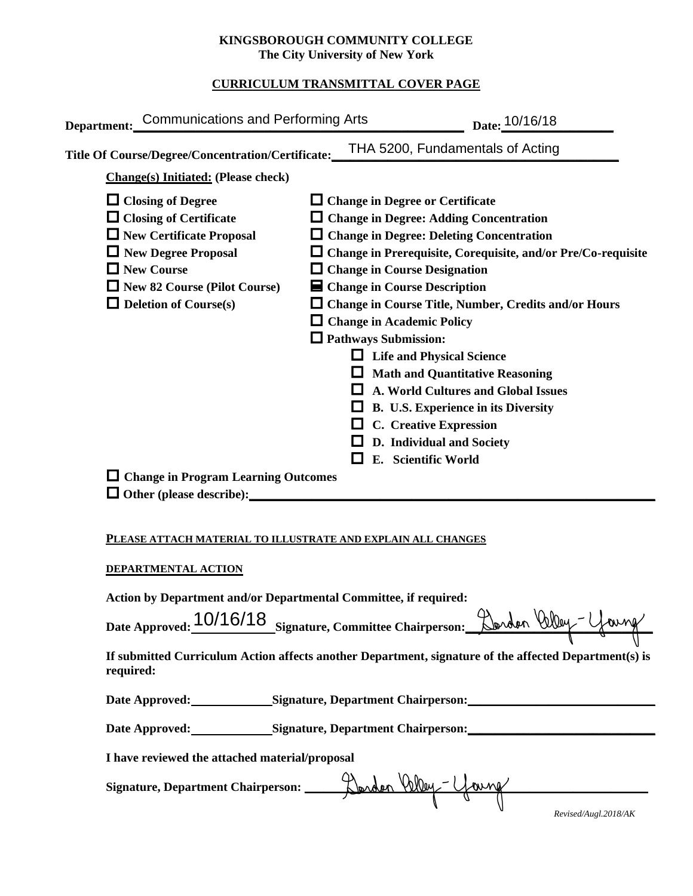**KINGSBOROUGH COMMUNITY COLLEGE**
**The City University of New York**

**CURRICULUM TRANSMITTAL COVER PAGE**

**Department:** Communications and Performing Arts **Date:** 10/16/18

**Title Of Course/Degree/Concentration/Certificate:** THA 5200, Fundamentals of Acting

**Change(s) Initiated: (Please check)**

- ☐ **Closing of Degree**
- ☐ **Closing of Certificate**
- ☐ **New Certificate Proposal**
- ☐ **New Degree Proposal**
- ☐ **New Course**
- ☐ **New 82 Course (Pilot Course)**
- ☐ **Deletion of Course(s)**
- ☐ **Change in Degree or Certificate**
- ☐ **Change in Degree: Adding Concentration**
- ☐ **Change in Degree: Deleting Concentration**
- ☐ **Change in Prerequisite, Corequisite, and/or Pre/Co-requisite**
- ☐ **Change in Course Designation**
- ☒ **Change in Course Description**
- ☐ **Change in Course Title, Number, Credits and/or Hours**
- ☐ **Change in Academic Policy**
- ☐ **Pathways Submission:**
  - ☐ **Life and Physical Science**
  - ☐ **Math and Quantitative Reasoning**
  - ☐ **A. World Cultures and Global Issues**
  - ☐ **B. U.S. Experience in its Diversity**
  - ☐ **C. Creative Expression**
  - ☐ **D. Individual and Society**
  - ☐ **E. Scientific World**
- ☐ **Change in Program Learning Outcomes**
- ☐ **Other (please describe):** ____________________

**PLEASE ATTACH MATERIAL TO ILLUSTRATE AND EXPLAIN ALL CHANGES**

**DEPARTMENTAL ACTION**

**Action by Department and/or Departmental Committee, if required:**

**Date Approved:** 10/16/18 **Signature, Committee Chairperson:** Gordon Gilley-Young

**If submitted Curriculum Action affects another Department, signature of the affected Department(s) is required:**

**Date Approved:** ____________ **Signature, Department Chairperson:** ____________________

**Date Approved:** ____________ **Signature, Department Chairperson:** ____________________

**I have reviewed the attached material/proposal**

**Signature, Department Chairperson:** Gordon Gilley-Young

*Revised/Augl.2018/AK*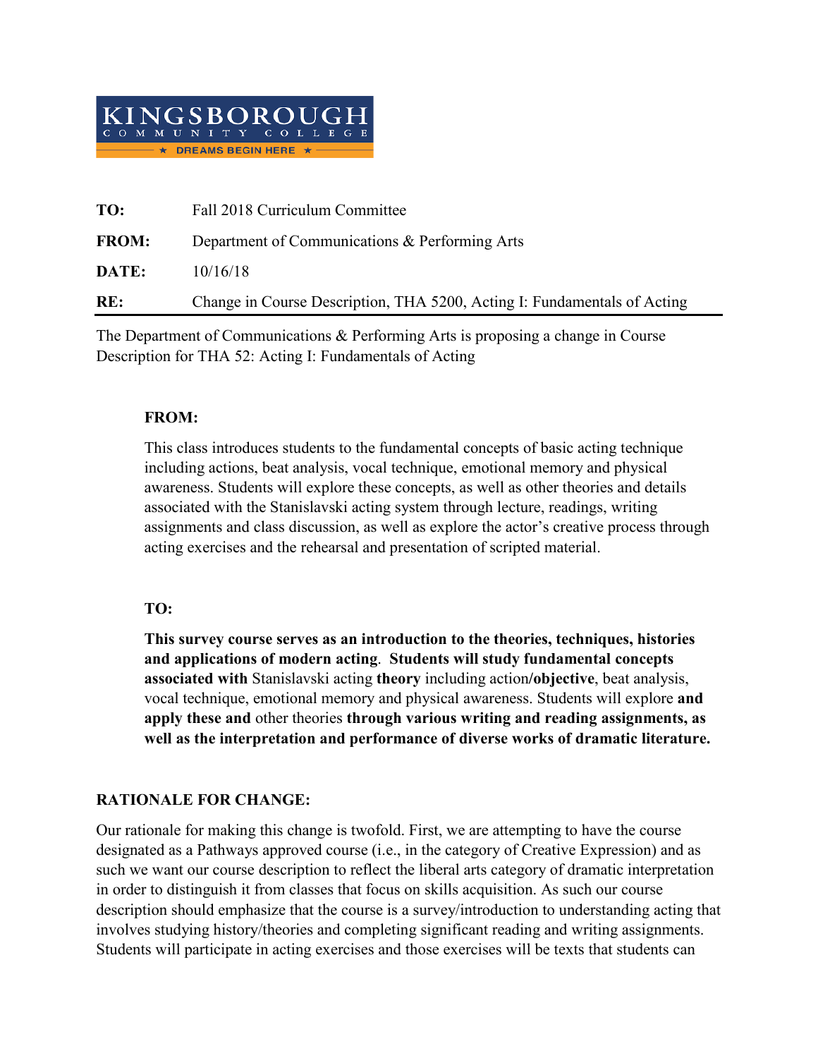KINGSBOROUGH COMMUNITY COLLEGE
★ DREAMS BEGIN HERE ★

**TO:** Fall 2018 Curriculum Committee

**FROM:** Department of Communications & Performing Arts

**DATE:** 10/16/18

**RE:** Change in Course Description, THA 5200, Acting I: Fundamentals of Acting

The Department of Communications & Performing Arts is proposing a change in Course Description for THA 52: Acting I: Fundamentals of Acting

**FROM:**

This class introduces students to the fundamental concepts of basic acting technique including actions, beat analysis, vocal technique, emotional memory and physical awareness. Students will explore these concepts, as well as other theories and details associated with the Stanislavski acting system through lecture, readings, writing assignments and class discussion, as well as explore the actor's creative process through acting exercises and the rehearsal and presentation of scripted material.

**TO:**

**This survey course serves as an introduction to the theories, techniques, histories and applications of modern acting**. **Students will study fundamental concepts associated with** Stanislavski acting **theory** including action/**objective**, beat analysis, vocal technique, emotional memory and physical awareness. Students will explore **and apply these and** other theories **through various writing and reading assignments, as well as the interpretation and performance of diverse works of dramatic literature.**

**RATIONALE FOR CHANGE:**

Our rationale for making this change is twofold. First, we are attempting to have the course designated as a Pathways approved course (i.e., in the category of Creative Expression) and as such we want our course description to reflect the liberal arts category of dramatic interpretation in order to distinguish it from classes that focus on skills acquisition. As such our course description should emphasize that the course is a survey/introduction to understanding acting that involves studying history/theories and completing significant reading and writing assignments. Students will participate in acting exercises and those exercises will be texts that students can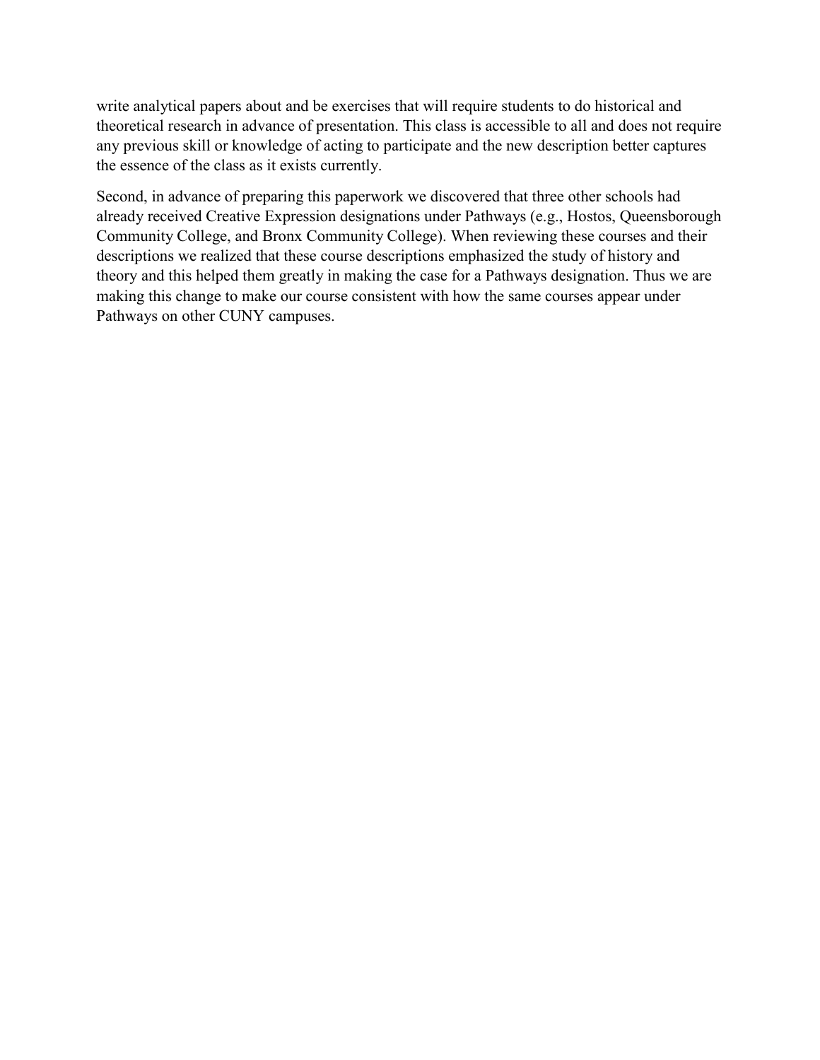write analytical papers about and be exercises that will require students to do historical and theoretical research in advance of presentation. This class is accessible to all and does not require any previous skill or knowledge of acting to participate and the new description better captures the essence of the class as it exists currently.

Second, in advance of preparing this paperwork we discovered that three other schools had already received Creative Expression designations under Pathways (e.g., Hostos, Queensborough Community College, and Bronx Community College). When reviewing these courses and their descriptions we realized that these course descriptions emphasized the study of history and theory and this helped them greatly in making the case for a Pathways designation. Thus we are making this change to make our course consistent with how the same courses appear under Pathways on other CUNY campuses.